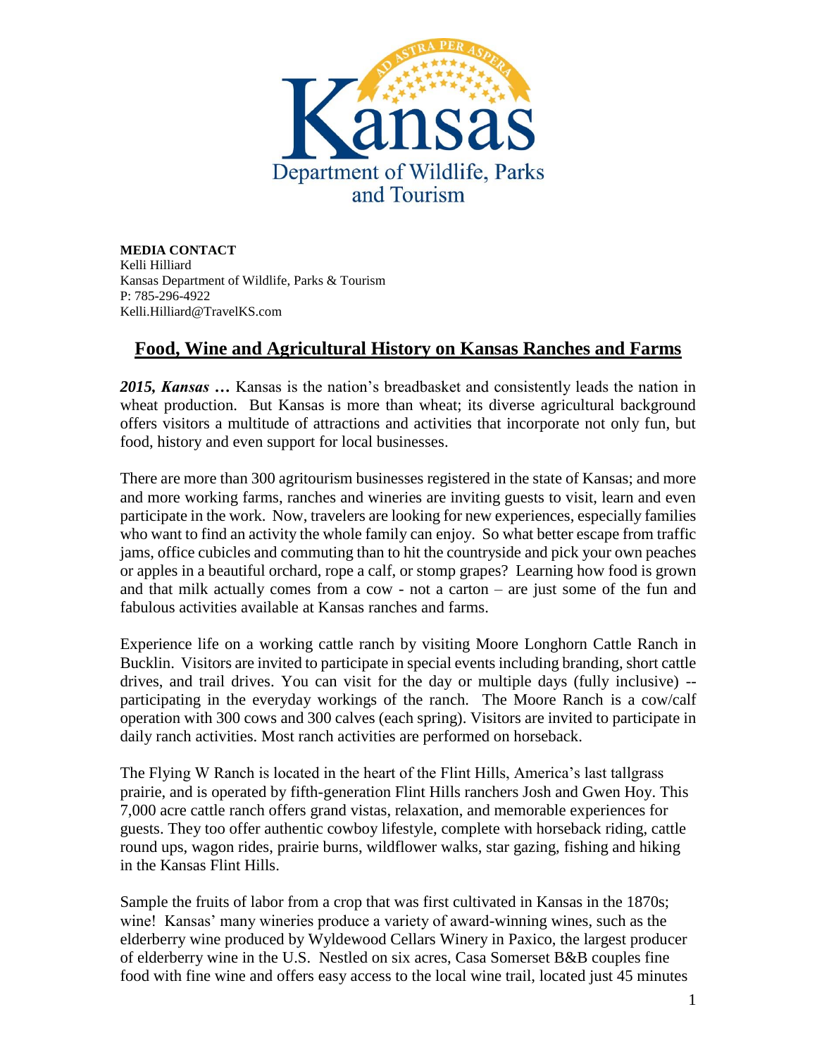Kansas Department of Wildlife, Parks and Tourism

**MEDIA CONTACT**
Kelli Hilliard
Kansas Department of Wildlife, Parks & Tourism
P: 785-296-4922
Kelli.Hilliard@TravelKS.com

## Food, Wine and Agricultural History on Kansas Ranches and Farms

***2015, Kansas …*** Kansas is the nation's breadbasket and consistently leads the nation in wheat production. But Kansas is more than wheat; its diverse agricultural background offers visitors a multitude of attractions and activities that incorporate not only fun, but food, history and even support for local businesses.

There are more than 300 agritourism businesses registered in the state of Kansas; and more and more working farms, ranches and wineries are inviting guests to visit, learn and even participate in the work. Now, travelers are looking for new experiences, especially families who want to find an activity the whole family can enjoy. So what better escape from traffic jams, office cubicles and commuting than to hit the countryside and pick your own peaches or apples in a beautiful orchard, rope a calf, or stomp grapes? Learning how food is grown and that milk actually comes from a cow - not a carton – are just some of the fun and fabulous activities available at Kansas ranches and farms.

Experience life on a working cattle ranch by visiting Moore Longhorn Cattle Ranch in Bucklin. Visitors are invited to participate in special events including branding, short cattle drives, and trail drives. You can visit for the day or multiple days (fully inclusive) -- participating in the everyday workings of the ranch. The Moore Ranch is a cow/calf operation with 300 cows and 300 calves (each spring). Visitors are invited to participate in daily ranch activities. Most ranch activities are performed on horseback.

The Flying W Ranch is located in the heart of the Flint Hills, America's last tallgrass prairie, and is operated by fifth-generation Flint Hills ranchers Josh and Gwen Hoy. This 7,000 acre cattle ranch offers grand vistas, relaxation, and memorable experiences for guests. They too offer authentic cowboy lifestyle, complete with horseback riding, cattle round ups, wagon rides, prairie burns, wildflower walks, star gazing, fishing and hiking in the Kansas Flint Hills.

Sample the fruits of labor from a crop that was first cultivated in Kansas in the 1870s; wine! Kansas' many wineries produce a variety of award-winning wines, such as the elderberry wine produced by Wyldewood Cellars Winery in Paxico, the largest producer of elderberry wine in the U.S. Nestled on six acres, Casa Somerset B&B couples fine food with fine wine and offers easy access to the local wine trail, located just 45 minutes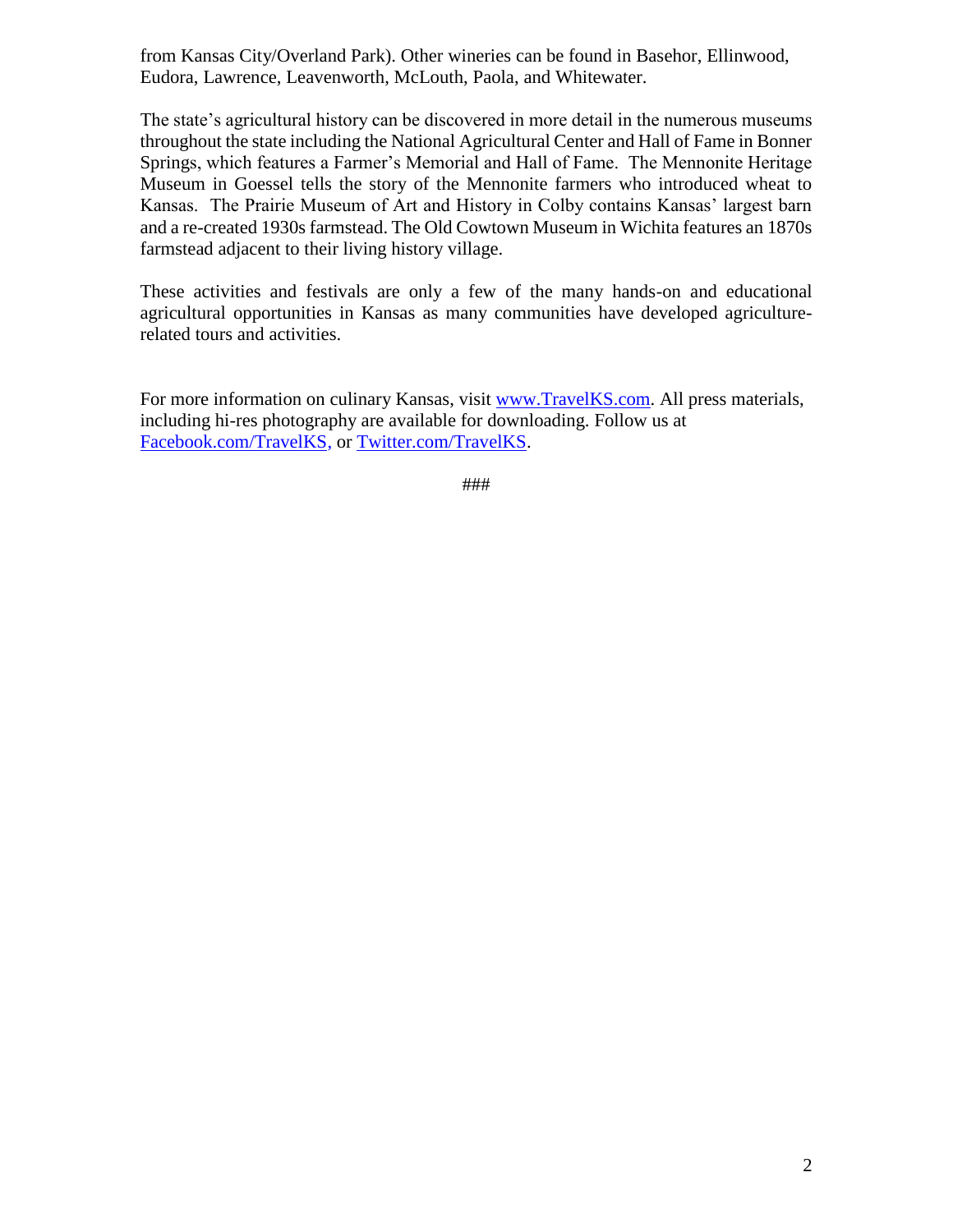from Kansas City/Overland Park). Other wineries can be found in Basehor, Ellinwood, Eudora, Lawrence, Leavenworth, McLouth, Paola, and Whitewater.

The state's agricultural history can be discovered in more detail in the numerous museums throughout the state including the National Agricultural Center and Hall of Fame in Bonner Springs, which features a Farmer's Memorial and Hall of Fame. The Mennonite Heritage Museum in Goessel tells the story of the Mennonite farmers who introduced wheat to Kansas. The Prairie Museum of Art and History in Colby contains Kansas' largest barn and a re-created 1930s farmstead. The Old Cowtown Museum in Wichita features an 1870s farmstead adjacent to their living history village.

These activities and festivals are only a few of the many hands-on and educational agricultural opportunities in Kansas as many communities have developed agriculture-related tours and activities.

For more information on culinary Kansas, visit [www.TravelKS.com](www.TravelKS.com). All press materials, including hi-res photography are available for downloading. Follow us at [Facebook.com/TravelKS](Facebook.com/TravelKS), or [Twitter.com/TravelKS](Twitter.com/TravelKS).

###